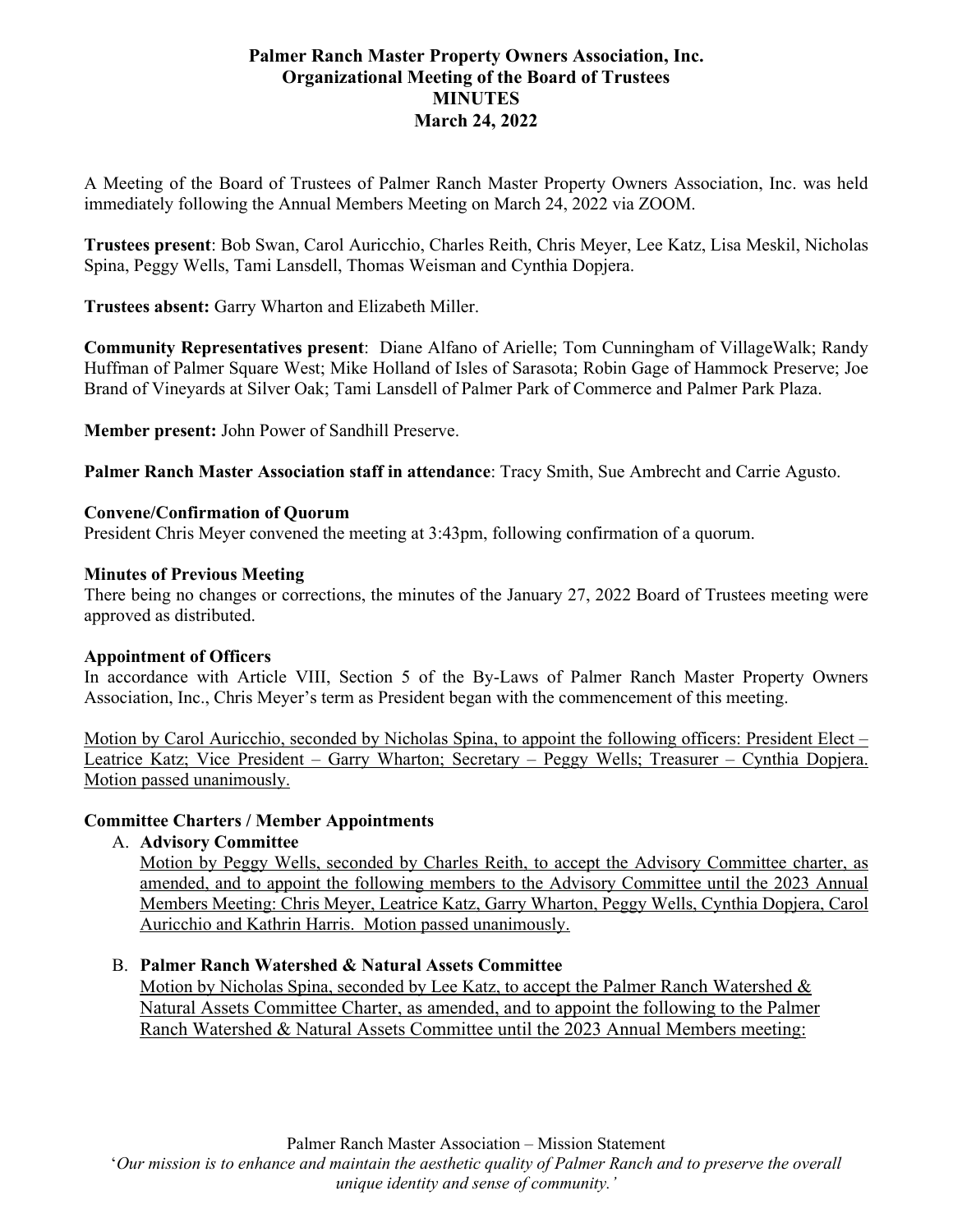# Palmer Ranch Master Property Owners Association, Inc.
## Organizational Meeting of the Board of Trustees
## MINUTES
## March 24, 2022

A Meeting of the Board of Trustees of Palmer Ranch Master Property Owners Association, Inc. was held immediately following the Annual Members Meeting on March 24, 2022 via ZOOM.

**Trustees present**: Bob Swan, Carol Auricchio, Charles Reith, Chris Meyer, Lee Katz, Lisa Meskil, Nicholas Spina, Peggy Wells, Tami Lansdell, Thomas Weisman and Cynthia Dopjera.

**Trustees absent:** Garry Wharton and Elizabeth Miller.

**Community Representatives present**: Diane Alfano of Arielle; Tom Cunningham of VillageWalk; Randy Huffman of Palmer Square West; Mike Holland of Isles of Sarasota; Robin Gage of Hammock Preserve; Joe Brand of Vineyards at Silver Oak; Tami Lansdell of Palmer Park of Commerce and Palmer Park Plaza.

**Member present:** John Power of Sandhill Preserve.

**Palmer Ranch Master Association staff in attendance**: Tracy Smith, Sue Ambrecht and Carrie Agusto.

**Convene/Confirmation of Quorum**

President Chris Meyer convened the meeting at 3:43pm, following confirmation of a quorum.

**Minutes of Previous Meeting**

There being no changes or corrections, the minutes of the January 27, 2022 Board of Trustees meeting were approved as distributed.

**Appointment of Officers**

In accordance with Article VIII, Section 5 of the By-Laws of Palmer Ranch Master Property Owners Association, Inc., Chris Meyer's term as President began with the commencement of this meeting.

<u>Motion by Carol Auricchio, seconded by Nicholas Spina, to appoint the following officers: President Elect – Leatrice Katz; Vice President – Garry Wharton; Secretary – Peggy Wells; Treasurer – Cynthia Dopjera. Motion passed unanimously.</u>

**Committee Charters / Member Appointments**

A. **Advisory Committee**

   <u>Motion by Peggy Wells, seconded by Charles Reith, to accept the Advisory Committee charter, as amended, and to appoint the following members to the Advisory Committee until the 2023 Annual Members Meeting: Chris Meyer, Leatrice Katz, Garry Wharton, Peggy Wells, Cynthia Dopjera, Carol Auricchio and Kathrin Harris. Motion passed unanimously.</u>

B. **Palmer Ranch Watershed & Natural Assets Committee**

   <u>Motion by Nicholas Spina, seconded by Lee Katz, to accept the Palmer Ranch Watershed & Natural Assets Committee Charter, as amended, and to appoint the following to the Palmer Ranch Watershed & Natural Assets Committee until the 2023 Annual Members meeting:</u>

Palmer Ranch Master Association – Mission Statement

'*Our mission is to enhance and maintain the aesthetic quality of Palmer Ranch and to preserve the overall unique identity and sense of community.'*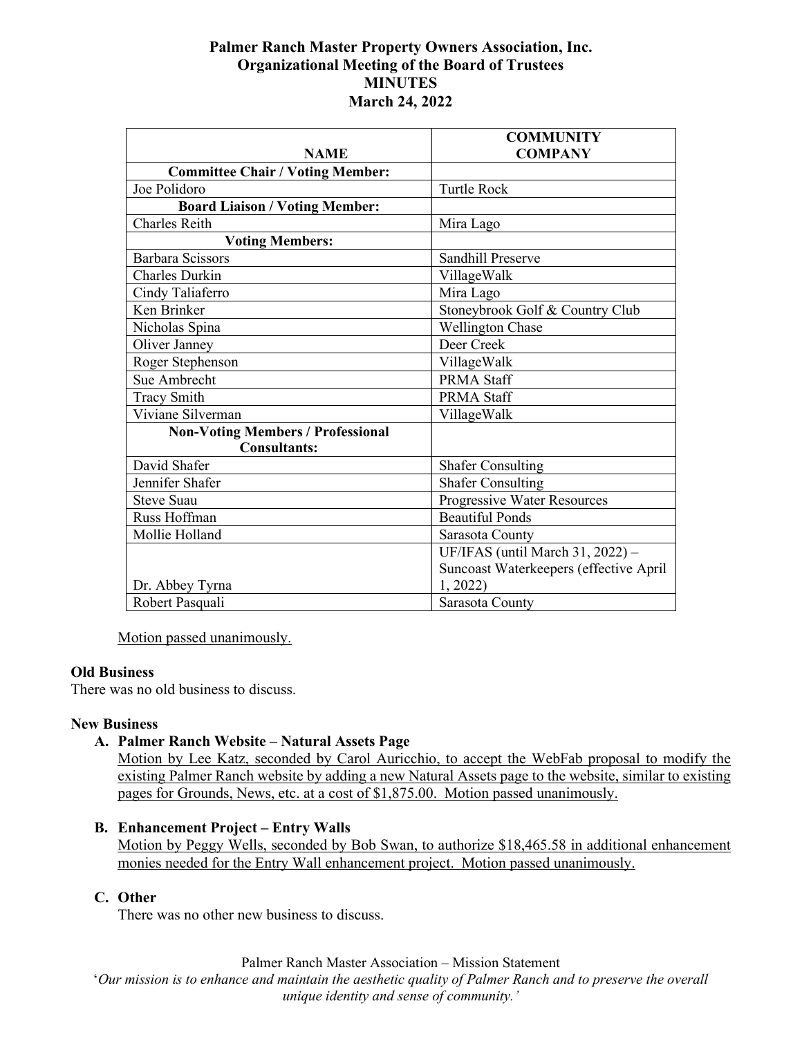**Palmer Ranch Master Property Owners Association, Inc.**
**Organizational Meeting of the Board of Trustees**
**MINUTES**
**March 24, 2022**

| NAME | COMMUNITY COMPANY |
|---|---|
| **Committee Chair / Voting Member:** | |
| Joe Polidoro | Turtle Rock |
| **Board Liaison / Voting Member:** | |
| Charles Reith | Mira Lago |
| **Voting Members:** | |
| Barbara Scissors | Sandhill Preserve |
| Charles Durkin | VillageWalk |
| Cindy Taliaferro | Mira Lago |
| Ken Brinker | Stoneybrook Golf & Country Club |
| Nicholas Spina | Wellington Chase |
| Oliver Janney | Deer Creek |
| Roger Stephenson | VillageWalk |
| Sue Ambrecht | PRMA Staff |
| Tracy Smith | PRMA Staff |
| Viviane Silverman | VillageWalk |
| **Non-Voting Members / Professional Consultants:** | |
| David Shafer | Shafer Consulting |
| Jennifer Shafer | Shafer Consulting |
| Steve Suau | Progressive Water Resources |
| Russ Hoffman | Beautiful Ponds |
| Mollie Holland | Sarasota County |
| Dr. Abbey Tyrna | UF/IFAS (until March 31, 2022) – Suncoast Waterkeepers (effective April 1, 2022) |
| Robert Pasquali | Sarasota County |

Motion passed unanimously.

**Old Business**
There was no old business to discuss.

**New Business**

**A. Palmer Ranch Website – Natural Assets Page**
Motion by Lee Katz, seconded by Carol Auricchio, to accept the WebFab proposal to modify the existing Palmer Ranch website by adding a new Natural Assets page to the website, similar to existing pages for Grounds, News, etc. at a cost of $1,875.00. Motion passed unanimously.

**B. Enhancement Project – Entry Walls**
Motion by Peggy Wells, seconded by Bob Swan, to authorize $18,465.58 in additional enhancement monies needed for the Entry Wall enhancement project. Motion passed unanimously.

**C. Other**
There was no other new business to discuss.

Palmer Ranch Master Association – Mission Statement
'*Our mission is to enhance and maintain the aesthetic quality of Palmer Ranch and to preserve the overall unique identity and sense of community.'*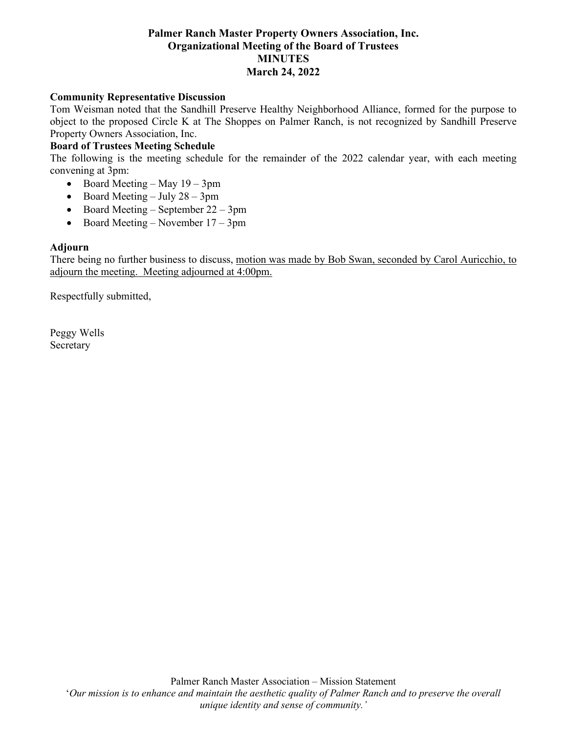**Palmer Ranch Master Property Owners Association, Inc.**
**Organizational Meeting of the Board of Trustees**
**MINUTES**
**March 24, 2022**

**Community Representative Discussion**
Tom Weisman noted that the Sandhill Preserve Healthy Neighborhood Alliance, formed for the purpose to object to the proposed Circle K at The Shoppes on Palmer Ranch, is not recognized by Sandhill Preserve Property Owners Association, Inc.

**Board of Trustees Meeting Schedule**
The following is the meeting schedule for the remainder of the 2022 calendar year, with each meeting convening at 3pm:

- Board Meeting – May 19 – 3pm
- Board Meeting – July 28 – 3pm
- Board Meeting – September 22 – 3pm
- Board Meeting – November 17 – 3pm

**Adjourn**
There being no further business to discuss, <u>motion was made by Bob Swan, seconded by Carol Auricchio, to adjourn the meeting. Meeting adjourned at 4:00pm.</u>

Respectfully submitted,

Peggy Wells
Secretary

Palmer Ranch Master Association – Mission Statement
'*Our mission is to enhance and maintain the aesthetic quality of Palmer Ranch and to preserve the overall unique identity and sense of community.'*